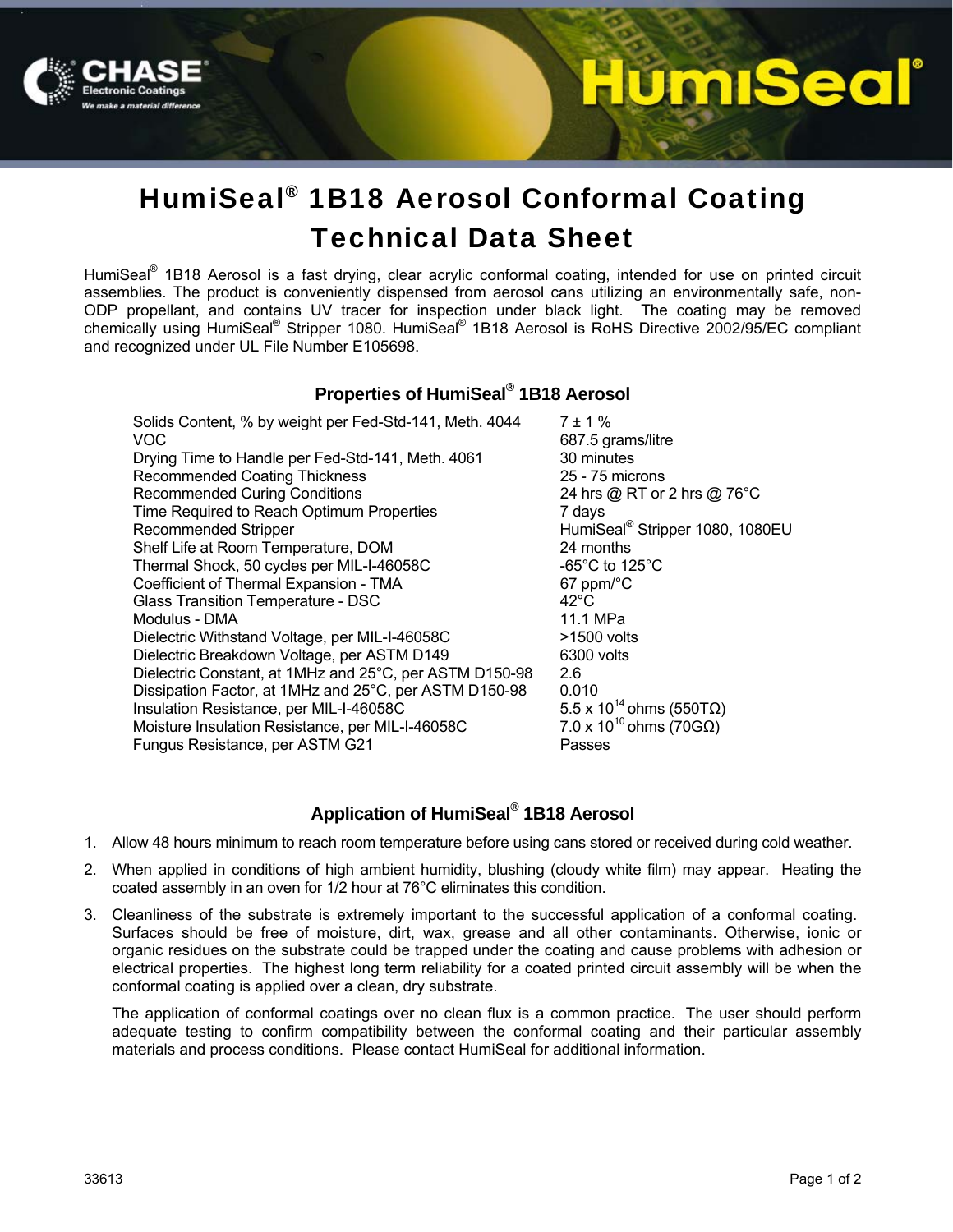# HumiSeal® 1B18 Aerosol Conformal Coating Technical Data Sheet

HumiSeal® 1B18 Aerosol is a fast drying, clear acrylic conformal coating, intended for use on printed circuit assemblies. The product is conveniently dispensed from aerosol cans utilizing an environmentally safe, non-ODP propellant, and contains UV tracer for inspection under black light. The coating may be removed chemically using HumiSeal® Stripper 1080. HumiSeal® 1B18 Aerosol is RoHS Directive 2002/95/EC compliant and recognized under UL File Number E105698.

## Properties of HumiSeal® 1B18 Aerosol

| Property | Value |
|---|---|
| Solids Content, % by weight per Fed-Std-141, Meth. 4044 | 7 ± 1 % |
| VOC | 687.5 grams/litre |
| Drying Time to Handle per Fed-Std-141, Meth. 4061 | 30 minutes |
| Recommended Coating Thickness | 25 - 75 microns |
| Recommended Curing Conditions | 24 hrs @ RT or 2 hrs @ 76°C |
| Time Required to Reach Optimum Properties | 7 days |
| Recommended Stripper | HumiSeal® Stripper 1080, 1080EU |
| Shelf Life at Room Temperature, DOM | 24 months |
| Thermal Shock, 50 cycles per MIL-I-46058C | -65°C to 125°C |
| Coefficient of Thermal Expansion - TMA | 67 ppm/°C |
| Glass Transition Temperature - DSC | 42°C |
| Modulus - DMA | 11.1 MPa |
| Dielectric Withstand Voltage, per MIL-I-46058C | >1500 volts |
| Dielectric Breakdown Voltage, per ASTM D149 | 6300 volts |
| Dielectric Constant, at 1MHz and 25°C, per ASTM D150-98 | 2.6 |
| Dissipation Factor, at 1MHz and 25°C, per ASTM D150-98 | 0.010 |
| Insulation Resistance, per MIL-I-46058C | $5.5 \times 10^{14}$ ohms (550TΩ) |
| Moisture Insulation Resistance, per MIL-I-46058C | $7.0 \times 10^{10}$ ohms (70GΩ) |
| Fungus Resistance, per ASTM G21 | Passes |

## Application of HumiSeal® 1B18 Aerosol

1. Allow 48 hours minimum to reach room temperature before using cans stored or received during cold weather.
2. When applied in conditions of high ambient humidity, blushing (cloudy white film) may appear. Heating the coated assembly in an oven for 1/2 hour at 76°C eliminates this condition.
3. Cleanliness of the substrate is extremely important to the successful application of a conformal coating. Surfaces should be free of moisture, dirt, wax, grease and all other contaminants. Otherwise, ionic or organic residues on the substrate could be trapped under the coating and cause problems with adhesion or electrical properties. The highest long term reliability for a coated printed circuit assembly will be when the conformal coating is applied over a clean, dry substrate.

   The application of conformal coatings over no clean flux is a common practice. The user should perform adequate testing to confirm compatibility between the conformal coating and their particular assembly materials and process conditions. Please contact HumiSeal for additional information.

33613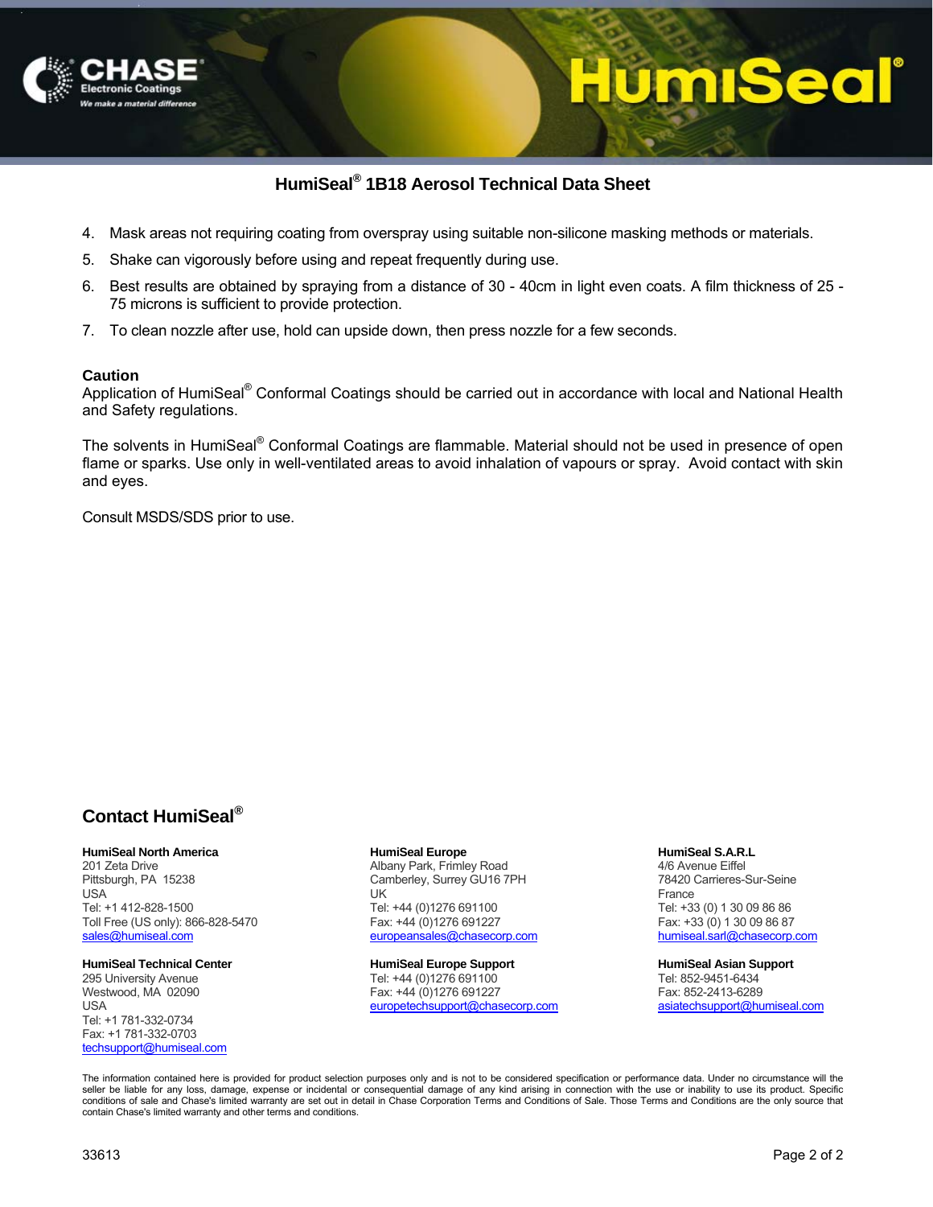# HumiSeal® 1B18 Aerosol Technical Data Sheet

4. Mask areas not requiring coating from overspray using suitable non-silicone masking methods or materials.
5. Shake can vigorously before using and repeat frequently during use.
6. Best results are obtained by spraying from a distance of 30 - 40cm in light even coats. A film thickness of 25 - 75 microns is sufficient to provide protection.
7. To clean nozzle after use, hold can upside down, then press nozzle for a few seconds.

**Caution**

Application of HumiSeal® Conformal Coatings should be carried out in accordance with local and National Health and Safety regulations.

The solvents in HumiSeal® Conformal Coatings are flammable. Material should not be used in presence of open flame or sparks. Use only in well-ventilated areas to avoid inhalation of vapours or spray. Avoid contact with skin and eyes.

Consult MSDS/SDS prior to use.

## Contact HumiSeal®

**HumiSeal North America**
201 Zeta Drive
Pittsburgh, PA 15238
USA
Tel: +1 412-828-1500
Toll Free (US only): 866-828-5470
sales@humiseal.com

**HumiSeal Technical Center**
295 University Avenue
Westwood, MA 02090
USA
Tel: +1 781-332-0734
Fax: +1 781-332-0703
techsupport@humiseal.com

**HumiSeal Europe**
Albany Park, Frimley Road
Camberley, Surrey GU16 7PH
UK
Tel: +44 (0)1276 691100
Fax: +44 (0)1276 691227
europeansales@chasecorp.com

**HumiSeal Europe Support**
Tel: +44 (0)1276 691100
Fax: +44 (0)1276 691227
europetechsupport@chasecorp.com

**HumiSeal S.A.R.L**
4/6 Avenue Eiffel
78420 Carrieres-Sur-Seine
France
Tel: +33 (0) 1 30 09 86 86
Fax: +33 (0) 1 30 09 86 87
humiseal.sarl@chasecorp.com

**HumiSeal Asian Support**
Tel: 852-9451-6434
Fax: 852-2413-6289
asiatechsupport@humiseal.com

The information contained here is provided for product selection purposes only and is not to be considered specification or performance data. Under no circumstance will the seller be liable for any loss, damage, expense or incidental or consequential damage of any kind arising in connection with the use or inability to use its product. Specific conditions of sale and Chase's limited warranty are set out in detail in Chase Corporation Terms and Conditions of Sale. Those Terms and Conditions are the only source that contain Chase's limited warranty and other terms and conditions.

33613